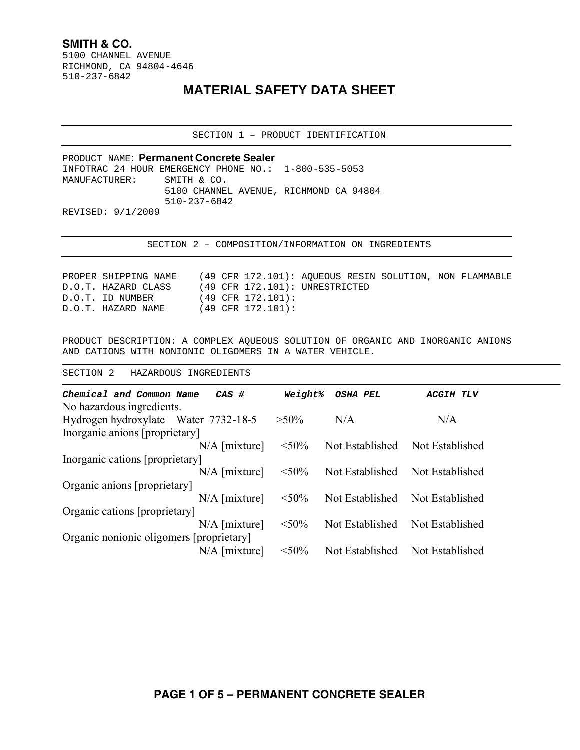**SMITH & CO.**
5100 CHANNEL AVENUE
RICHMOND, CA 94804-4646
510-237-6842

# MATERIAL SAFETY DATA SHEET

## SECTION 1 – PRODUCT IDENTIFICATION

PRODUCT NAME: **Permanent Concrete Sealer**
INFOTRAC 24 HOUR EMERGENCY PHONE NO.: 1-800-535-5053
MANUFACTURER: SMITH & CO.
5100 CHANNEL AVENUE, RICHMOND CA 94804
510-237-6842
REVISED: 9/1/2009

## SECTION 2 – COMPOSITION/INFORMATION ON INGREDIENTS

PROPER SHIPPING NAME (49 CFR 172.101): AQUEOUS RESIN SOLUTION, NON FLAMMABLE
D.O.T. HAZARD CLASS (49 CFR 172.101): UNRESTRICTED
D.O.T. ID NUMBER (49 CFR 172.101):
D.O.T. HAZARD NAME (49 CFR 172.101):

PRODUCT DESCRIPTION: A COMPLEX AQUEOUS SOLUTION OF ORGANIC AND INORGANIC ANIONS AND CATIONS WITH NONIONIC OLIGOMERS IN A WATER VEHICLE.

## SECTION 2 HAZARDOUS INGREDIENTS

| ***Chemical and Common Name*** | ***CAS #*** | ***Weight%*** | ***OSHA PEL*** | ***ACGIH TLV*** |
|---|---|---|---|---|
| No hazardous ingredients. | | | | |
| Hydrogen hydroxylate Water | 7732-18-5 | >50% | N/A | N/A |
| Inorganic anions [proprietary] | N/A [mixture] | <50% | Not Established | Not Established |
| Inorganic cations [proprietary] | N/A [mixture] | <50% | Not Established | Not Established |
| Organic anions [proprietary] | N/A [mixture] | <50% | Not Established | Not Established |
| Organic cations [proprietary] | N/A [mixture] | <50% | Not Established | Not Established |
| Organic nonionic oligomers [proprietary] | N/A [mixture] | <50% | Not Established | Not Established |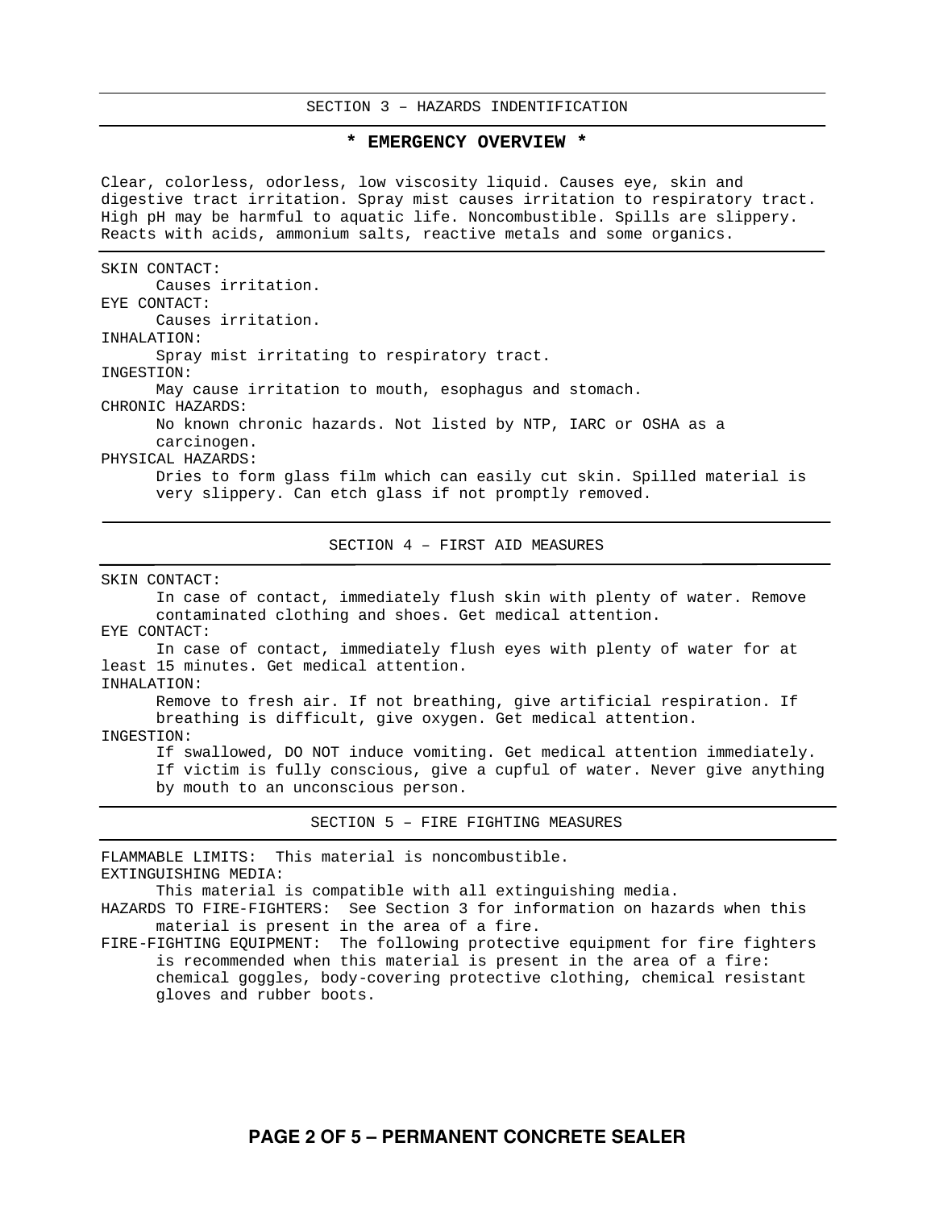## SECTION 3 – HAZARDS INDENTIFICATION

### * EMERGENCY OVERVIEW *

Clear, colorless, odorless, low viscosity liquid. Causes eye, skin and digestive tract irritation. Spray mist causes irritation to respiratory tract. High pH may be harmful to aquatic life. Noncombustible. Spills are slippery. Reacts with acids, ammonium salts, reactive metals and some organics.

SKIN CONTACT:
Causes irritation.

EYE CONTACT:
Causes irritation.

INHALATION:
Spray mist irritating to respiratory tract.

INGESTION:
May cause irritation to mouth, esophagus and stomach.

CHRONIC HAZARDS:
No known chronic hazards. Not listed by NTP, IARC or OSHA as a carcinogen.

PHYSICAL HAZARDS:
Dries to form glass film which can easily cut skin. Spilled material is very slippery. Can etch glass if not promptly removed.

## SECTION 4 – FIRST AID MEASURES

SKIN CONTACT:
In case of contact, immediately flush skin with plenty of water. Remove contaminated clothing and shoes. Get medical attention.

EYE CONTACT:
In case of contact, immediately flush eyes with plenty of water for at least 15 minutes. Get medical attention.

INHALATION:
Remove to fresh air. If not breathing, give artificial respiration. If breathing is difficult, give oxygen. Get medical attention.

INGESTION:
If swallowed, DO NOT induce vomiting. Get medical attention immediately. If victim is fully conscious, give a cupful of water. Never give anything by mouth to an unconscious person.

## SECTION 5 – FIRE FIGHTING MEASURES

FLAMMABLE LIMITS: This material is noncombustible.

EXTINGUISHING MEDIA:
This material is compatible with all extinguishing media.

HAZARDS TO FIRE-FIGHTERS: See Section 3 for information on hazards when this material is present in the area of a fire.

FIRE-FIGHTING EQUIPMENT: The following protective equipment for fire fighters is recommended when this material is present in the area of a fire: chemical goggles, body-covering protective clothing, chemical resistant gloves and rubber boots.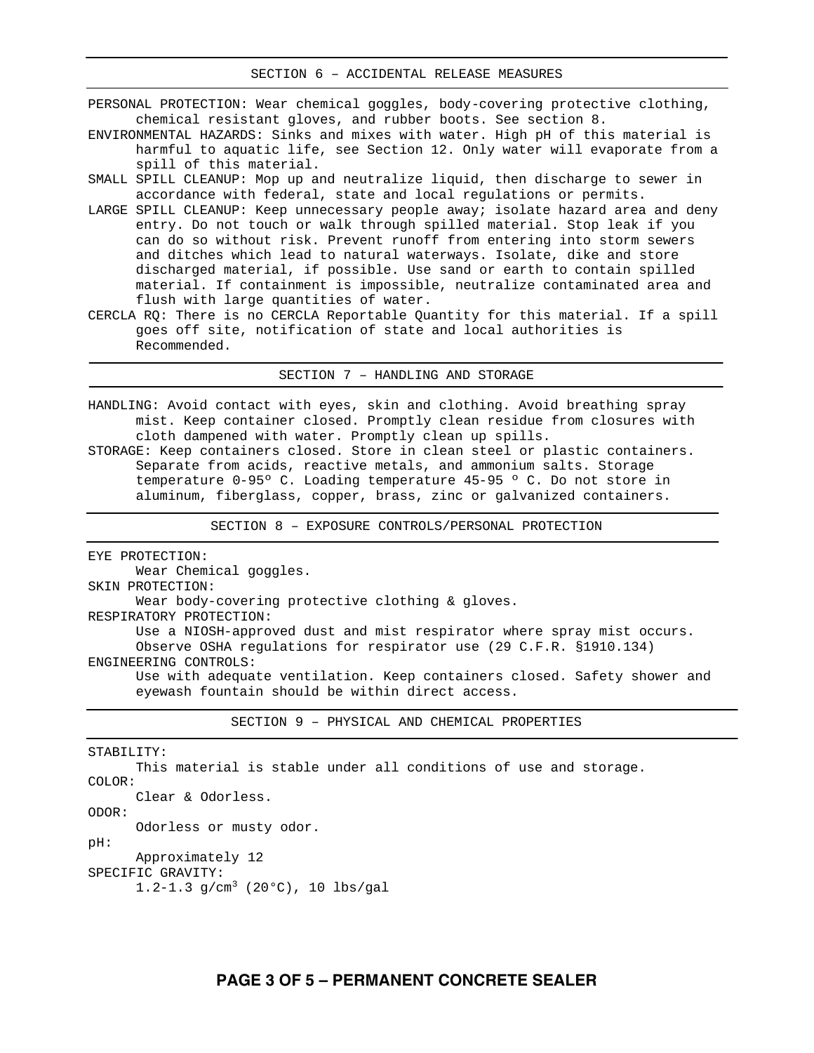## SECTION 6 – ACCIDENTAL RELEASE MEASURES

PERSONAL PROTECTION: Wear chemical goggles, body-covering protective clothing, chemical resistant gloves, and rubber boots. See section 8.

ENVIRONMENTAL HAZARDS: Sinks and mixes with water. High pH of this material is harmful to aquatic life, see Section 12. Only water will evaporate from a spill of this material.

SMALL SPILL CLEANUP: Mop up and neutralize liquid, then discharge to sewer in accordance with federal, state and local regulations or permits.

LARGE SPILL CLEANUP: Keep unnecessary people away; isolate hazard area and deny entry. Do not touch or walk through spilled material. Stop leak if you can do so without risk. Prevent runoff from entering into storm sewers and ditches which lead to natural waterways. Isolate, dike and store discharged material, if possible. Use sand or earth to contain spilled material. If containment is impossible, neutralize contaminated area and flush with large quantities of water.

CERCLA RQ: There is no CERCLA Reportable Quantity for this material. If a spill goes off site, notification of state and local authorities is Recommended.

## SECTION 7 – HANDLING AND STORAGE

HANDLING: Avoid contact with eyes, skin and clothing. Avoid breathing spray mist. Keep container closed. Promptly clean residue from closures with cloth dampened with water. Promptly clean up spills.

STORAGE: Keep containers closed. Store in clean steel or plastic containers. Separate from acids, reactive metals, and ammonium salts. Storage temperature 0-95º C. Loading temperature 45-95 º C. Do not store in aluminum, fiberglass, copper, brass, zinc or galvanized containers.

## SECTION 8 – EXPOSURE CONTROLS/PERSONAL PROTECTION

EYE PROTECTION:
Wear Chemical goggles.

SKIN PROTECTION:
Wear body-covering protective clothing & gloves.

RESPIRATORY PROTECTION:
Use a NIOSH-approved dust and mist respirator where spray mist occurs. Observe OSHA regulations for respirator use (29 C.F.R. §1910.134)

ENGINEERING CONTROLS:
Use with adequate ventilation. Keep containers closed. Safety shower and eyewash fountain should be within direct access.

## SECTION 9 – PHYSICAL AND CHEMICAL PROPERTIES

STABILITY:
This material is stable under all conditions of use and storage.

COLOR:
Clear & Odorless.

ODOR:
Odorless or musty odor.

pH:
Approximately 12

SPECIFIC GRAVITY:
1.2-1.3 g/cm$^3$ (20°C), 10 lbs/gal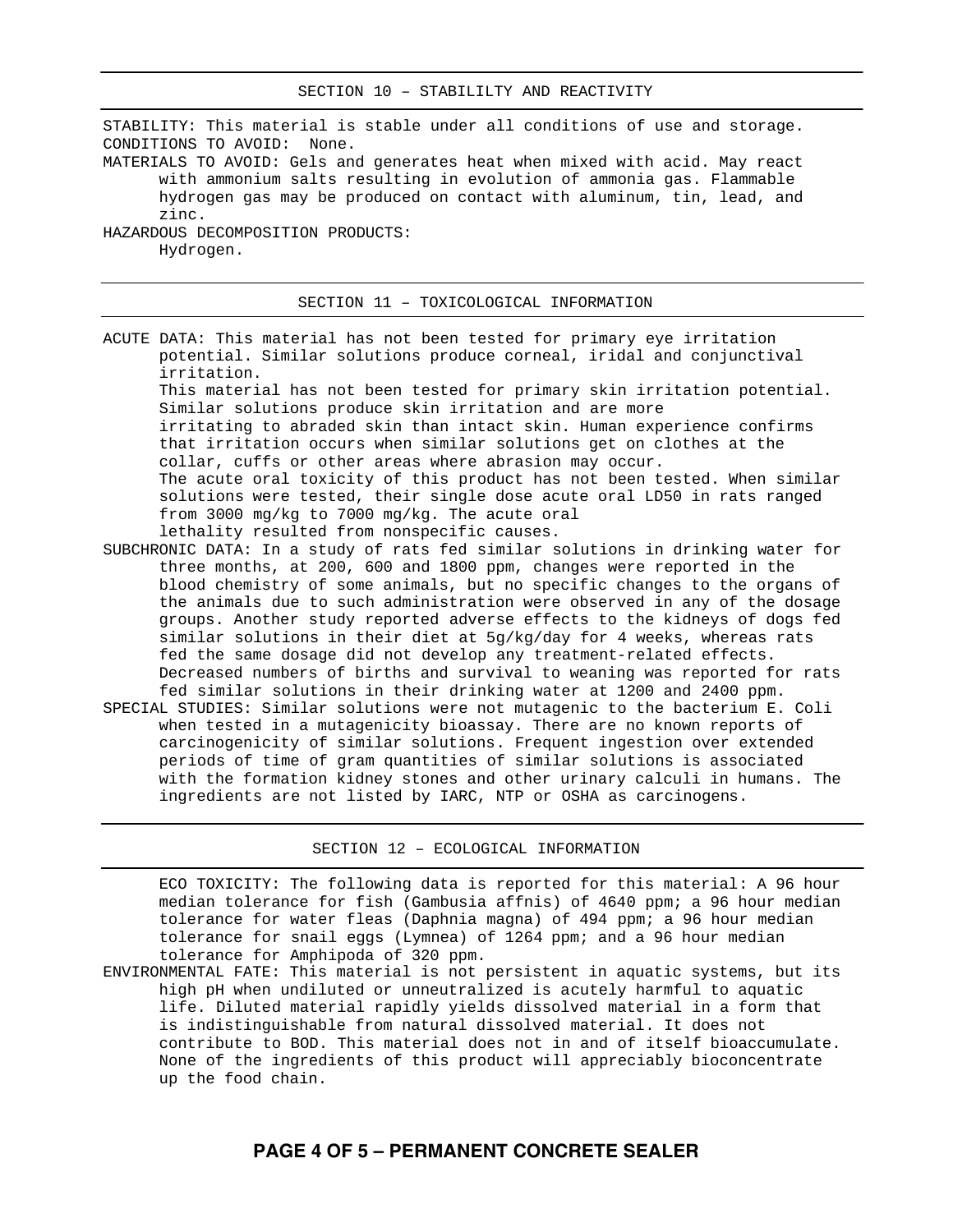## SECTION 10 – STABILILTY AND REACTIVITY

STABILITY: This material is stable under all conditions of use and storage.

CONDITIONS TO AVOID: None.

MATERIALS TO AVOID: Gels and generates heat when mixed with acid. May react with ammonium salts resulting in evolution of ammonia gas. Flammable hydrogen gas may be produced on contact with aluminum, tin, lead, and zinc.

HAZARDOUS DECOMPOSITION PRODUCTS:
Hydrogen.

## SECTION 11 – TOXICOLOGICAL INFORMATION

ACUTE DATA: This material has not been tested for primary eye irritation potential. Similar solutions produce corneal, iridal and conjunctival irritation.
This material has not been tested for primary skin irritation potential. Similar solutions produce skin irritation and are more irritating to abraded skin than intact skin. Human experience confirms that irritation occurs when similar solutions get on clothes at the collar, cuffs or other areas where abrasion may occur.
The acute oral toxicity of this product has not been tested. When similar solutions were tested, their single dose acute oral LD50 in rats ranged from 3000 mg/kg to 7000 mg/kg. The acute oral lethality resulted from nonspecific causes.

SUBCHRONIC DATA: In a study of rats fed similar solutions in drinking water for three months, at 200, 600 and 1800 ppm, changes were reported in the blood chemistry of some animals, but no specific changes to the organs of the animals due to such administration were observed in any of the dosage groups. Another study reported adverse effects to the kidneys of dogs fed similar solutions in their diet at 5g/kg/day for 4 weeks, whereas rats fed the same dosage did not develop any treatment-related effects. Decreased numbers of births and survival to weaning was reported for rats fed similar solutions in their drinking water at 1200 and 2400 ppm.

SPECIAL STUDIES: Similar solutions were not mutagenic to the bacterium E. Coli when tested in a mutagenicity bioassay. There are no known reports of carcinogenicity of similar solutions. Frequent ingestion over extended periods of time of gram quantities of similar solutions is associated with the formation kidney stones and other urinary calculi in humans. The ingredients are not listed by IARC, NTP or OSHA as carcinogens.

## SECTION 12 – ECOLOGICAL INFORMATION

ECO TOXICITY: The following data is reported for this material: A 96 hour median tolerance for fish (Gambusia affnis) of 4640 ppm; a 96 hour median tolerance for water fleas (Daphnia magna) of 494 ppm; a 96 hour median tolerance for snail eggs (Lymnea) of 1264 ppm; and a 96 hour median tolerance for Amphipoda of 320 ppm.

ENVIRONMENTAL FATE: This material is not persistent in aquatic systems, but its high pH when undiluted or unneutralized is acutely harmful to aquatic life. Diluted material rapidly yields dissolved material in a form that is indistinguishable from natural dissolved material. It does not contribute to BOD. This material does not in and of itself bioaccumulate. None of the ingredients of this product will appreciably bioconcentrate up the food chain.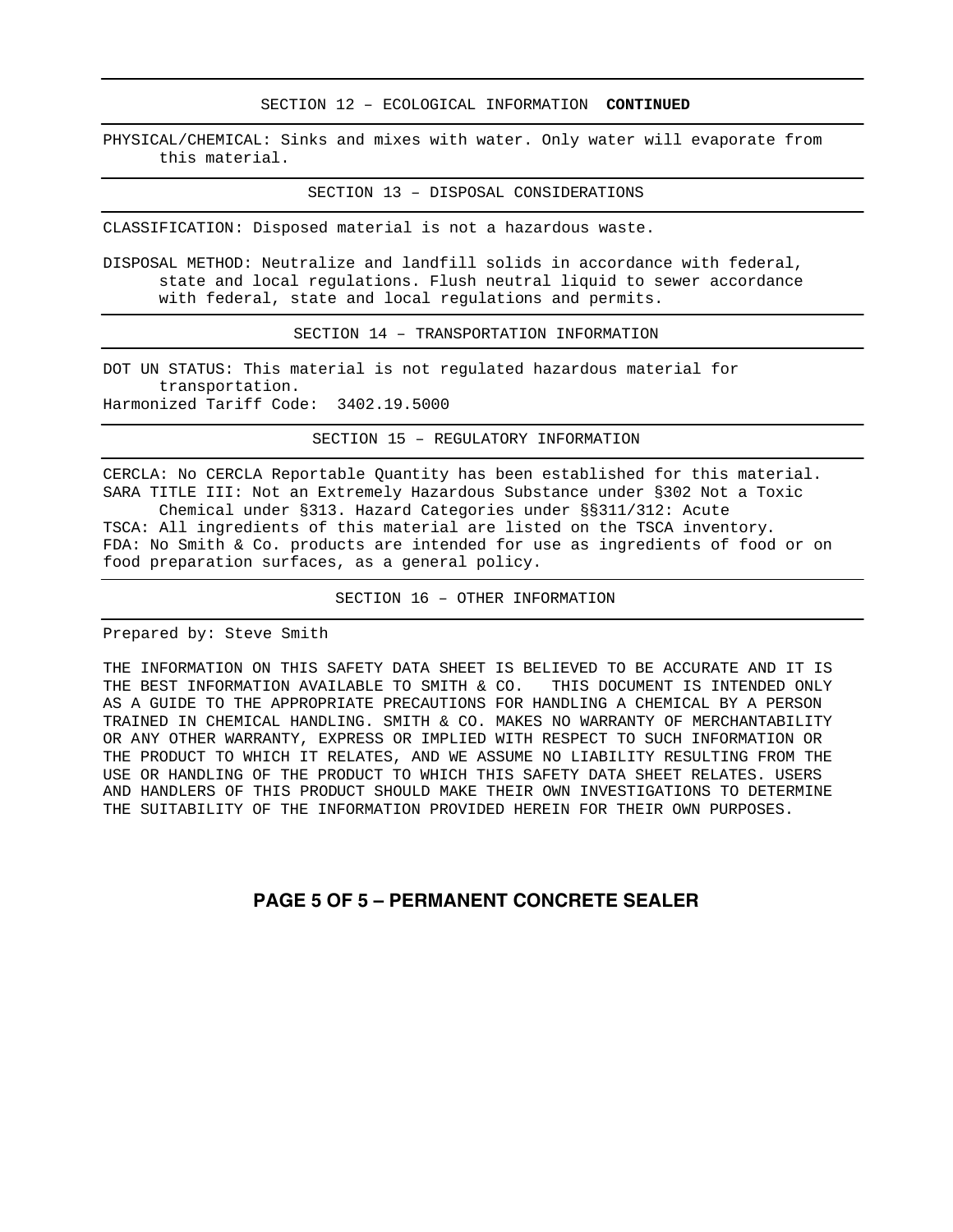## SECTION 12 – ECOLOGICAL INFORMATION **CONTINUED**

PHYSICAL/CHEMICAL: Sinks and mixes with water. Only water will evaporate from this material.

## SECTION 13 – DISPOSAL CONSIDERATIONS

CLASSIFICATION: Disposed material is not a hazardous waste.

DISPOSAL METHOD: Neutralize and landfill solids in accordance with federal, state and local regulations. Flush neutral liquid to sewer accordance with federal, state and local regulations and permits.

## SECTION 14 – TRANSPORTATION INFORMATION

DOT UN STATUS: This material is not regulated hazardous material for transportation.
Harmonized Tariff Code: 3402.19.5000

## SECTION 15 – REGULATORY INFORMATION

CERCLA: No CERCLA Reportable Quantity has been established for this material.
SARA TITLE III: Not an Extremely Hazardous Substance under §302 Not a Toxic Chemical under §313. Hazard Categories under §§311/312: Acute
TSCA: All ingredients of this material are listed on the TSCA inventory.
FDA: No Smith & Co. products are intended for use as ingredients of food or on food preparation surfaces, as a general policy.

## SECTION 16 – OTHER INFORMATION

Prepared by: Steve Smith

THE INFORMATION ON THIS SAFETY DATA SHEET IS BELIEVED TO BE ACCURATE AND IT IS THE BEST INFORMATION AVAILABLE TO SMITH & CO. THIS DOCUMENT IS INTENDED ONLY AS A GUIDE TO THE APPROPRIATE PRECAUTIONS FOR HANDLING A CHEMICAL BY A PERSON TRAINED IN CHEMICAL HANDLING. SMITH & CO. MAKES NO WARRANTY OF MERCHANTABILITY OR ANY OTHER WARRANTY, EXPRESS OR IMPLIED WITH RESPECT TO SUCH INFORMATION OR THE PRODUCT TO WHICH IT RELATES, AND WE ASSUME NO LIABILITY RESULTING FROM THE USE OR HANDLING OF THE PRODUCT TO WHICH THIS SAFETY DATA SHEET RELATES. USERS AND HANDLERS OF THIS PRODUCT SHOULD MAKE THEIR OWN INVESTIGATIONS TO DETERMINE THE SUITABILITY OF THE INFORMATION PROVIDED HEREIN FOR THEIR OWN PURPOSES.